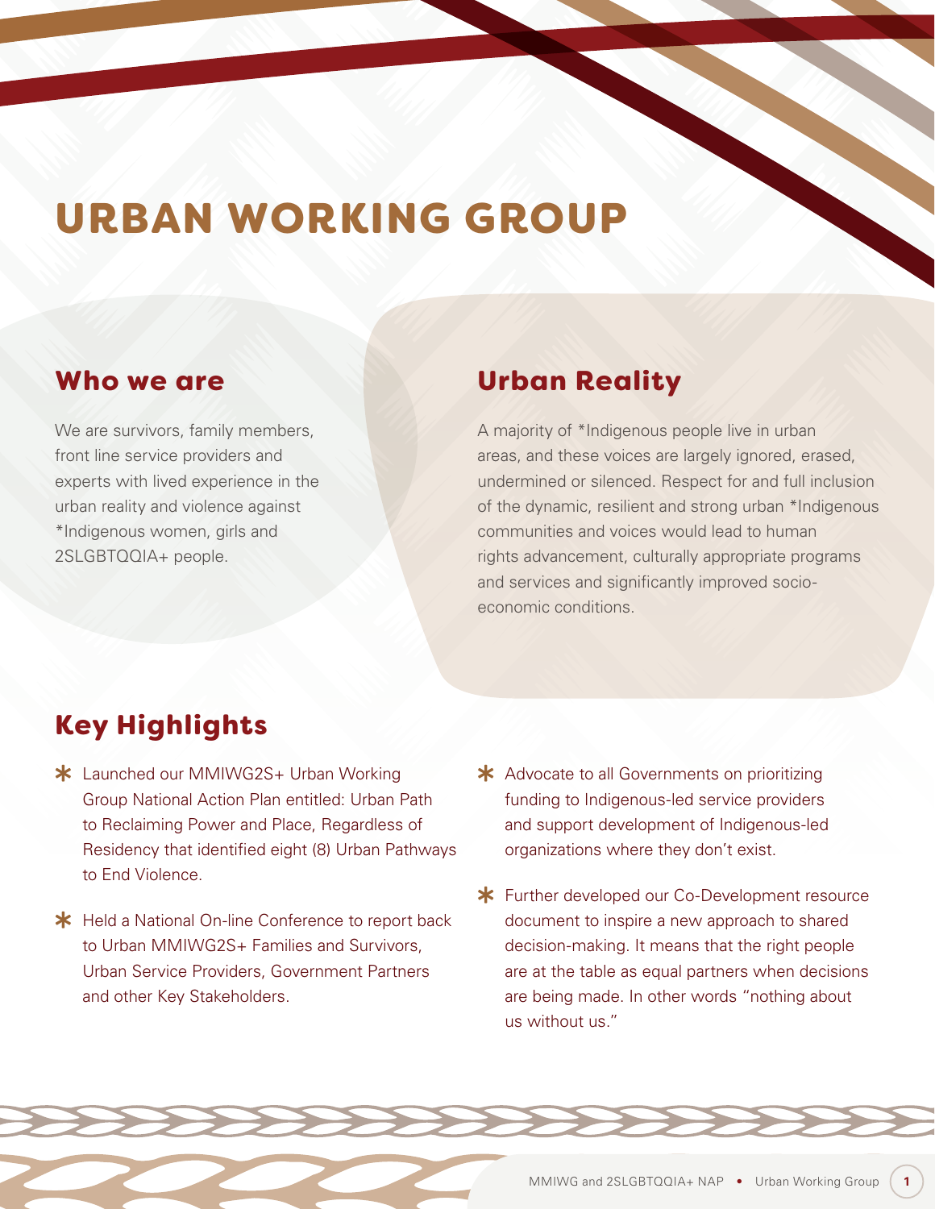# URBAN WORKING GROUP

## Who we are

We are survivors, family members, front line service providers and experts with lived experience in the urban reality and violence against *Indigenous women, girls and 2SLGBTQQIA+ people.

## Urban Reality

A majority of *Indigenous people live in urban areas, and these voices are largely ignored, erased, undermined or silenced. Respect for and full inclusion of the dynamic, resilient and strong urban *Indigenous communities and voices would lead to human rights advancement, culturally appropriate programs and services and significantly improved socio-economic conditions.

## Key Highlights

- Launched our MMIWG2S+ Urban Working Group National Action Plan entitled: Urban Path to Reclaiming Power and Place, Regardless of Residency that identified eight (8) Urban Pathways to End Violence.
- Held a National On-line Conference to report back to Urban MMIWG2S+ Families and Survivors, Urban Service Providers, Government Partners and other Key Stakeholders.
- Advocate to all Governments on prioritizing funding to Indigenous-led service providers and support development of Indigenous-led organizations where they don't exist.
- Further developed our Co-Development resource document to inspire a new approach to shared decision-making. It means that the right people are at the table as equal partners when decisions are being made. In other words "nothing about us without us."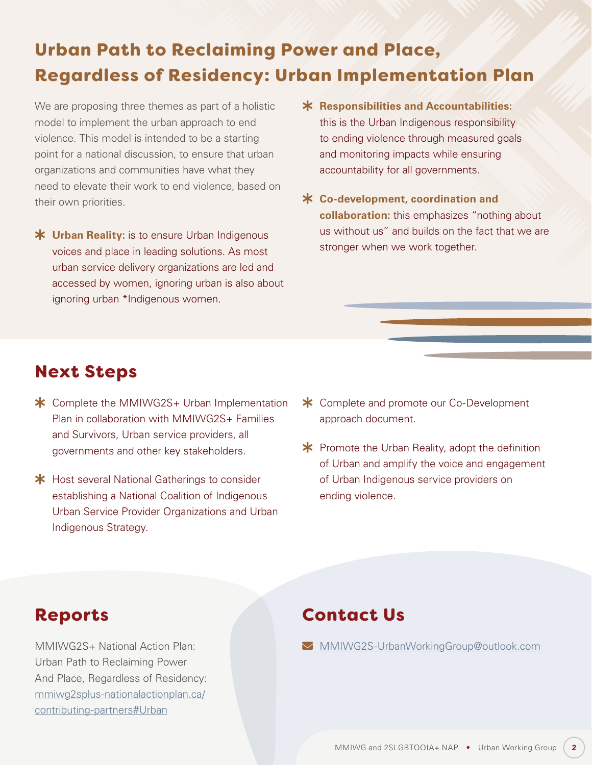# Urban Path to Reclaiming Power and Place, Regardless of Residency: Urban Implementation Plan

We are proposing three themes as part of a holistic model to implement the urban approach to end violence. This model is intended to be a starting point for a national discussion, to ensure that urban organizations and communities have what they need to elevate their work to end violence, based on their own priorities.

- **Urban Reality:** is to ensure Urban Indigenous voices and place in leading solutions. As most urban service delivery organizations are led and accessed by women, ignoring urban is also about ignoring urban *Indigenous women.
- **Responsibilities and Accountabilities:** this is the Urban Indigenous responsibility to ending violence through measured goals and monitoring impacts while ensuring accountability for all governments.
- **Co-development, coordination and collaboration:** this emphasizes "nothing about us without us" and builds on the fact that we are stronger when we work together.

## Next Steps

- Complete the MMIWG2S+ Urban Implementation Plan in collaboration with MMIWG2S+ Families and Survivors, Urban service providers, all governments and other key stakeholders.
- Host several National Gatherings to consider establishing a National Coalition of Indigenous Urban Service Provider Organizations and Urban Indigenous Strategy.
- Complete and promote our Co-Development approach document.
- Promote the Urban Reality, adopt the definition of Urban and amplify the voice and engagement of Urban Indigenous service providers on ending violence.

## Reports

MMIWG2S+ National Action Plan: Urban Path to Reclaiming Power And Place, Regardless of Residency: [mmiwg2splus-nationalactionplan.ca/contributing-partners#Urban](mmiwg2splus-nationalactionplan.ca/contributing-partners#Urban)

## Contact Us

[MMIWG2S-UrbanWorkingGroup@outlook.com](mailto:MMIWG2S-UrbanWorkingGroup@outlook.com)